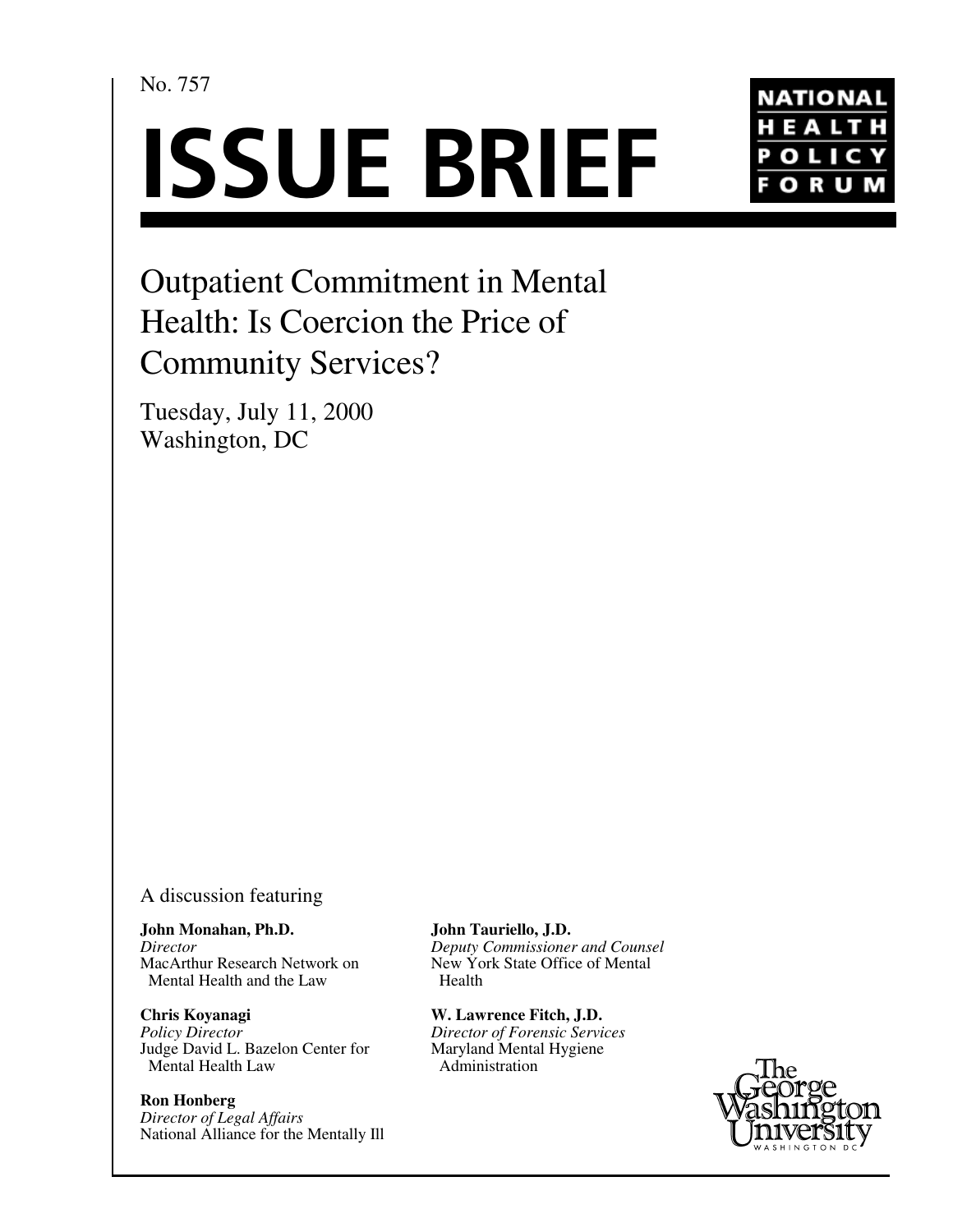No. 757

# ISSUE BRIEF

NATIONAL HEALTH POLICY FORUM

## Outpatient Commitment in Mental Health: Is Coercion the Price of Community Services?

Tuesday, July 11, 2000
Washington, DC

A discussion featuring

**John Monahan, Ph.D.**
*Director*
MacArthur Research Network on Mental Health and the Law

**Chris Koyanagi**
*Policy Director*
Judge David L. Bazelon Center for Mental Health Law

**Ron Honberg**
*Director of Legal Affairs*
National Alliance for the Mentally Ill

**John Tauriello, J.D.**
*Deputy Commissioner and Counsel*
New York State Office of Mental Health

**W. Lawrence Fitch, J.D.**
*Director of Forensic Services*
Maryland Mental Hygiene Administration

The George Washington University
WASHINGTON DC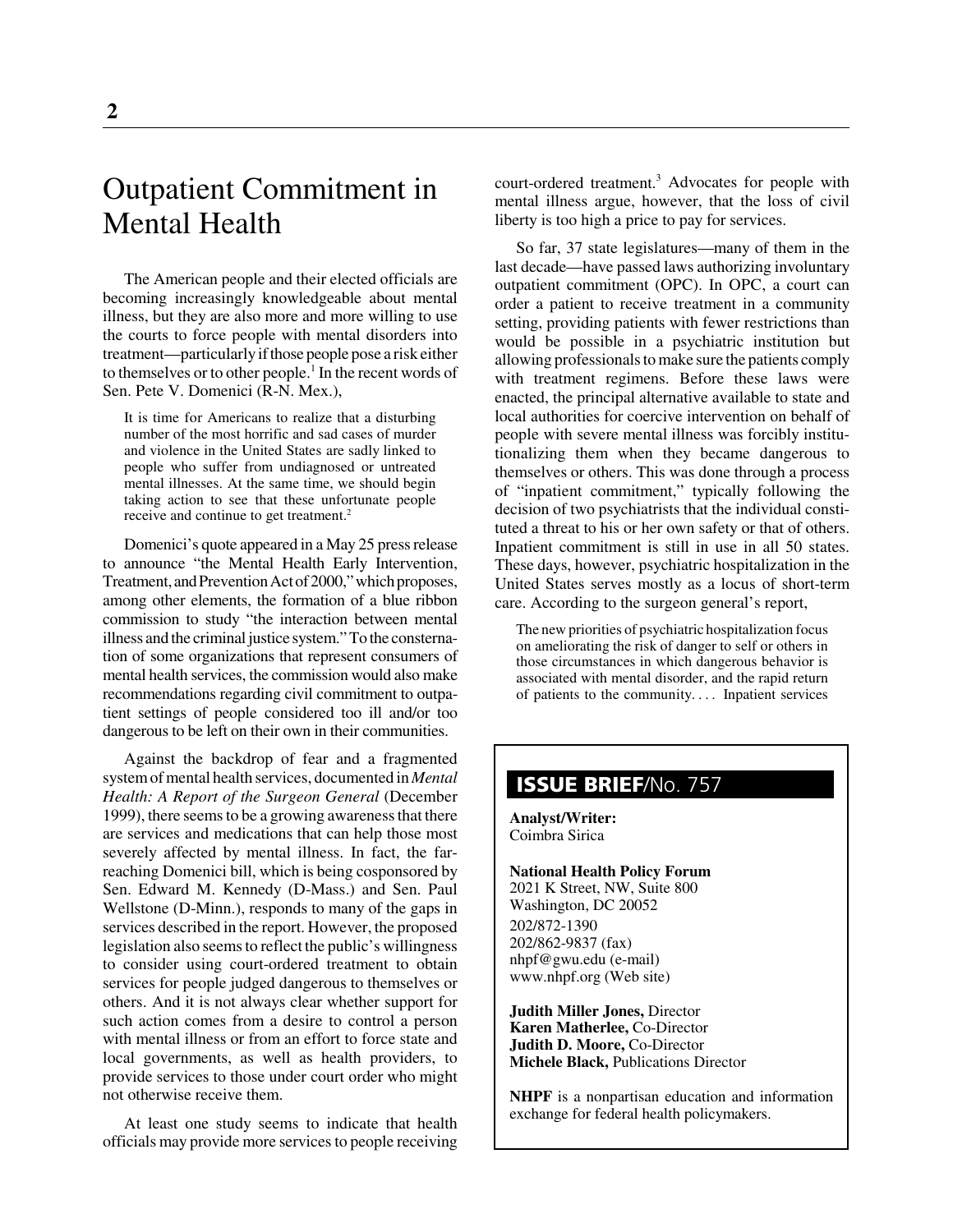# Outpatient Commitment in Mental Health

The American people and their elected officials are becoming increasingly knowledgeable about mental illness, but they are also more and more willing to use the courts to force people with mental disorders into treatment—particularly if those people pose a risk either to themselves or to other people.[1] In the recent words of Sen. Pete V. Domenici (R-N. Mex.),

> It is time for Americans to realize that a disturbing number of the most horrific and sad cases of murder and violence in the United States are sadly linked to people who suffer from undiagnosed or untreated mental illnesses. At the same time, we should begin taking action to see that these unfortunate people receive and continue to get treatment.[2]

Domenici's quote appeared in a May 25 press release to announce "the Mental Health Early Intervention, Treatment, and Prevention Act of 2000," which proposes, among other elements, the formation of a blue ribbon commission to study "the interaction between mental illness and the criminal justice system." To the consternation of some organizations that represent consumers of mental health services, the commission would also make recommendations regarding civil commitment to outpatient settings of people considered too ill and/or too dangerous to be left on their own in their communities.

Against the backdrop of fear and a fragmented system of mental health services, documented in *Mental Health: A Report of the Surgeon General* (December 1999), there seems to be a growing awareness that there are services and medications that can help those most severely affected by mental illness. In fact, the far-reaching Domenici bill, which is being cosponsored by Sen. Edward M. Kennedy (D-Mass.) and Sen. Paul Wellstone (D-Minn.), responds to many of the gaps in services described in the report. However, the proposed legislation also seems to reflect the public's willingness to consider using court-ordered treatment to obtain services for people judged dangerous to themselves or others. And it is not always clear whether support for such action comes from a desire to control a person with mental illness or from an effort to force state and local governments, as well as health providers, to provide services to those under court order who might not otherwise receive them.

At least one study seems to indicate that health officials may provide more services to people receiving court-ordered treatment.[3] Advocates for people with mental illness argue, however, that the loss of civil liberty is too high a price to pay for services.

So far, 37 state legislatures—many of them in the last decade—have passed laws authorizing involuntary outpatient commitment (OPC). In OPC, a court can order a patient to receive treatment in a community setting, providing patients with fewer restrictions than would be possible in a psychiatric institution but allowing professionals to make sure the patients comply with treatment regimens. Before these laws were enacted, the principal alternative available to state and local authorities for coercive intervention on behalf of people with severe mental illness was forcibly institutionalizing them when they became dangerous to themselves or others. This was done through a process of "inpatient commitment," typically following the decision of two psychiatrists that the individual constituted a threat to his or her own safety or that of others. Inpatient commitment is still in use in all 50 states. These days, however, psychiatric hospitalization in the United States serves mostly as a locus of short-term care. According to the surgeon general's report,

> The new priorities of psychiatric hospitalization focus on ameliorating the risk of danger to self or others in those circumstances in which dangerous behavior is associated with mental disorder, and the rapid return of patients to the community. . . . Inpatient services

---

**ISSUE BRIEF/No. 757**

**Analyst/Writer:**
Coimbra Sirica

**National Health Policy Forum**
2021 K Street, NW, Suite 800
Washington, DC 20052
202/872-1390
202/862-9837 (fax)
nhpf@gwu.edu (e-mail)
www.nhpf.org (Web site)

**Judith Miller Jones,** Director
**Karen Matherlee,** Co-Director
**Judith D. Moore,** Co-Director
**Michele Black,** Publications Director

**NHPF** is a nonpartisan education and information exchange for federal health policymakers.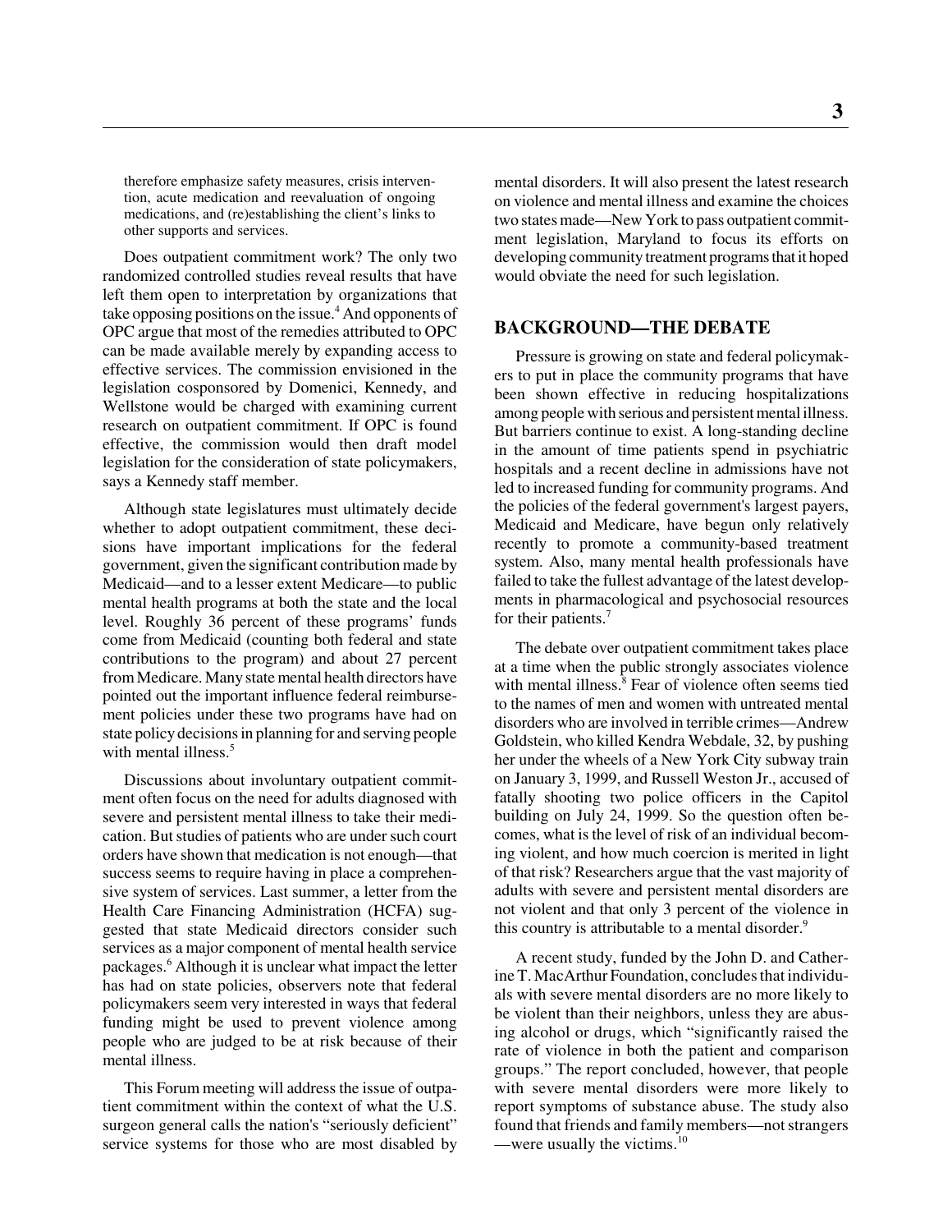therefore emphasize safety measures, crisis intervention, acute medication and reevaluation of ongoing medications, and (re)establishing the client's links to other supports and services.

Does outpatient commitment work? The only two randomized controlled studies reveal results that have left them open to interpretation by organizations that take opposing positions on the issue.[4] And opponents of OPC argue that most of the remedies attributed to OPC can be made available merely by expanding access to effective services. The commission envisioned in the legislation cosponsored by Domenici, Kennedy, and Wellstone would be charged with examining current research on outpatient commitment. If OPC is found effective, the commission would then draft model legislation for the consideration of state policymakers, says a Kennedy staff member.

Although state legislatures must ultimately decide whether to adopt outpatient commitment, these decisions have important implications for the federal government, given the significant contribution made by Medicaid—and to a lesser extent Medicare—to public mental health programs at both the state and the local level. Roughly 36 percent of these programs' funds come from Medicaid (counting both federal and state contributions to the program) and about 27 percent from Medicare. Many state mental health directors have pointed out the important influence federal reimbursement policies under these two programs have had on state policy decisions in planning for and serving people with mental illness.[5]

Discussions about involuntary outpatient commitment often focus on the need for adults diagnosed with severe and persistent mental illness to take their medication. But studies of patients who are under such court orders have shown that medication is not enough—that success seems to require having in place a comprehensive system of services. Last summer, a letter from the Health Care Financing Administration (HCFA) suggested that state Medicaid directors consider such services as a major component of mental health service packages.[6] Although it is unclear what impact the letter has had on state policies, observers note that federal policymakers seem very interested in ways that federal funding might be used to prevent violence among people who are judged to be at risk because of their mental illness.

This Forum meeting will address the issue of outpatient commitment within the context of what the U.S. surgeon general calls the nation's "seriously deficient" service systems for those who are most disabled by mental disorders. It will also present the latest research on violence and mental illness and examine the choices two states made—New York to pass outpatient commitment legislation, Maryland to focus its efforts on developing community treatment programs that it hoped would obviate the need for such legislation.

## BACKGROUND—THE DEBATE

Pressure is growing on state and federal policymakers to put in place the community programs that have been shown effective in reducing hospitalizations among people with serious and persistent mental illness. But barriers continue to exist. A long-standing decline in the amount of time patients spend in psychiatric hospitals and a recent decline in admissions have not led to increased funding for community programs. And the policies of the federal government's largest payers, Medicaid and Medicare, have begun only relatively recently to promote a community-based treatment system. Also, many mental health professionals have failed to take the fullest advantage of the latest developments in pharmacological and psychosocial resources for their patients.[7]

The debate over outpatient commitment takes place at a time when the public strongly associates violence with mental illness.[8] Fear of violence often seems tied to the names of men and women with untreated mental disorders who are involved in terrible crimes—Andrew Goldstein, who killed Kendra Webdale, 32, by pushing her under the wheels of a New York City subway train on January 3, 1999, and Russell Weston Jr., accused of fatally shooting two police officers in the Capitol building on July 24, 1999. So the question often becomes, what is the level of risk of an individual becoming violent, and how much coercion is merited in light of that risk? Researchers argue that the vast majority of adults with severe and persistent mental disorders are not violent and that only 3 percent of the violence in this country is attributable to a mental disorder.[9]

A recent study, funded by the John D. and Catherine T. MacArthur Foundation, concludes that individuals with severe mental disorders are no more likely to be violent than their neighbors, unless they are abusing alcohol or drugs, which "significantly raised the rate of violence in both the patient and comparison groups." The report concluded, however, that people with severe mental disorders were more likely to report symptoms of substance abuse. The study also found that friends and family members—not strangers—were usually the victims.[10]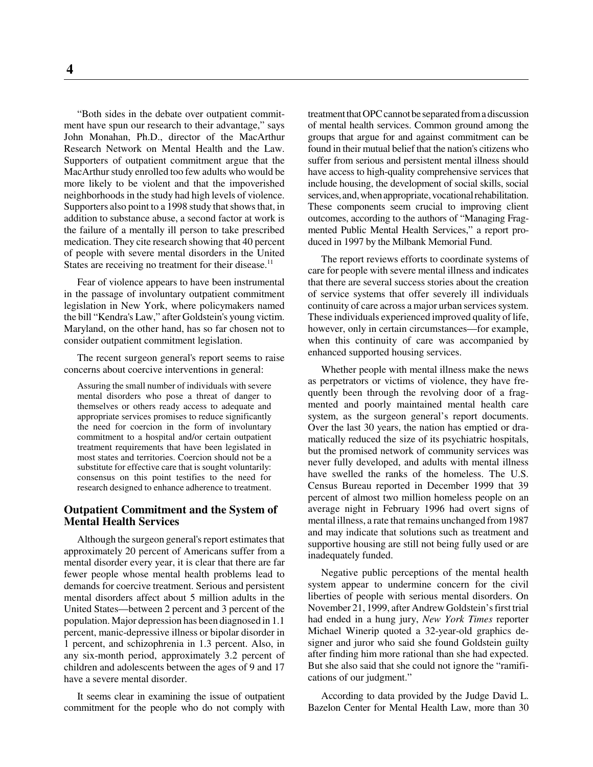"Both sides in the debate over outpatient commitment have spun our research to their advantage," says John Monahan, Ph.D., director of the MacArthur Research Network on Mental Health and the Law. Supporters of outpatient commitment argue that the MacArthur study enrolled too few adults who would be more likely to be violent and that the impoverished neighborhoods in the study had high levels of violence. Supporters also point to a 1998 study that shows that, in addition to substance abuse, a second factor at work is the failure of a mentally ill person to take prescribed medication. They cite research showing that 40 percent of people with severe mental disorders in the United States are receiving no treatment for their disease.[11]

Fear of violence appears to have been instrumental in the passage of involuntary outpatient commitment legislation in New York, where policymakers named the bill "Kendra's Law," after Goldstein's young victim. Maryland, on the other hand, has so far chosen not to consider outpatient commitment legislation.

The recent surgeon general's report seems to raise concerns about coercive interventions in general:

> Assuring the small number of individuals with severe mental disorders who pose a threat of danger to themselves or others ready access to adequate and appropriate services promises to reduce significantly the need for coercion in the form of involuntary commitment to a hospital and/or certain outpatient treatment requirements that have been legislated in most states and territories. Coercion should not be a substitute for effective care that is sought voluntarily: consensus on this point testifies to the need for research designed to enhance adherence to treatment.

## Outpatient Commitment and the System of Mental Health Services

Although the surgeon general's report estimates that approximately 20 percent of Americans suffer from a mental disorder every year, it is clear that there are far fewer people whose mental health problems lead to demands for coercive treatment. Serious and persistent mental disorders affect about 5 million adults in the United States—between 2 percent and 3 percent of the population. Major depression has been diagnosed in 1.1 percent, manic-depressive illness or bipolar disorder in 1 percent, and schizophrenia in 1.3 percent. Also, in any six-month period, approximately 3.2 percent of children and adolescents between the ages of 9 and 17 have a severe mental disorder.

It seems clear in examining the issue of outpatient commitment for the people who do not comply with treatment that OPC cannot be separated from a discussion of mental health services. Common ground among the groups that argue for and against commitment can be found in their mutual belief that the nation's citizens who suffer from serious and persistent mental illness should have access to high-quality comprehensive services that include housing, the development of social skills, social services, and, when appropriate, vocational rehabilitation. These components seem crucial to improving client outcomes, according to the authors of "Managing Fragmented Public Mental Health Services," a report produced in 1997 by the Milbank Memorial Fund.

The report reviews efforts to coordinate systems of care for people with severe mental illness and indicates that there are several success stories about the creation of service systems that offer severely ill individuals continuity of care across a major urban services system. These individuals experienced improved quality of life, however, only in certain circumstances—for example, when this continuity of care was accompanied by enhanced supported housing services.

Whether people with mental illness make the news as perpetrators or victims of violence, they have frequently been through the revolving door of a fragmented and poorly maintained mental health care system, as the surgeon general's report documents. Over the last 30 years, the nation has emptied or dramatically reduced the size of its psychiatric hospitals, but the promised network of community services was never fully developed, and adults with mental illness have swelled the ranks of the homeless. The U.S. Census Bureau reported in December 1999 that 39 percent of almost two million homeless people on an average night in February 1996 had overt signs of mental illness, a rate that remains unchanged from 1987 and may indicate that solutions such as treatment and supportive housing are still not being fully used or are inadequately funded.

Negative public perceptions of the mental health system appear to undermine concern for the civil liberties of people with serious mental disorders. On November 21, 1999, after Andrew Goldstein's first trial had ended in a hung jury, *New York Times* reporter Michael Winerip quoted a 32-year-old graphics designer and juror who said she found Goldstein guilty after finding him more rational than she had expected. But she also said that she could not ignore the "ramifications of our judgment."

According to data provided by the Judge David L. Bazelon Center for Mental Health Law, more than 30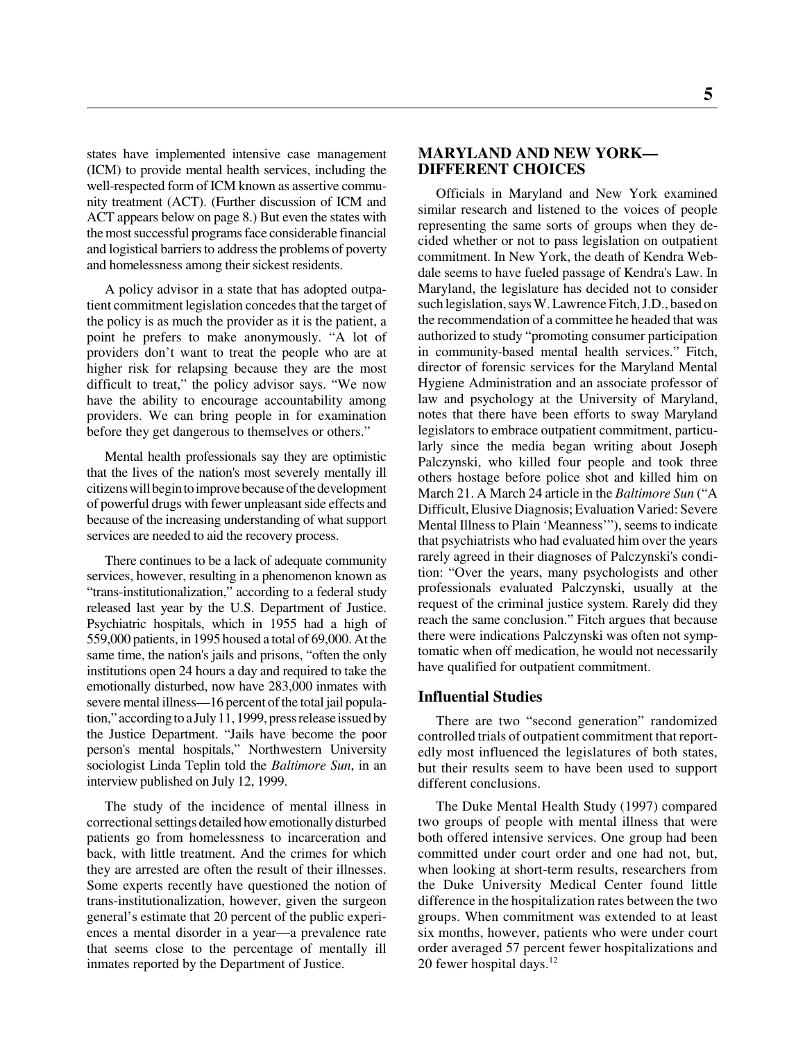states have implemented intensive case management (ICM) to provide mental health services, including the well-respected form of ICM known as assertive community treatment (ACT). (Further discussion of ICM and ACT appears below on page 8.) But even the states with the most successful programs face considerable financial and logistical barriers to address the problems of poverty and homelessness among their sickest residents.

A policy advisor in a state that has adopted outpatient commitment legislation concedes that the target of the policy is as much the provider as it is the patient, a point he prefers to make anonymously. "A lot of providers don't want to treat the people who are at higher risk for relapsing because they are the most difficult to treat," the policy advisor says. "We now have the ability to encourage accountability among providers. We can bring people in for examination before they get dangerous to themselves or others."

Mental health professionals say they are optimistic that the lives of the nation's most severely mentally ill citizens will begin to improve because of the development of powerful drugs with fewer unpleasant side effects and because of the increasing understanding of what support services are needed to aid the recovery process.

There continues to be a lack of adequate community services, however, resulting in a phenomenon known as "trans-institutionalization," according to a federal study released last year by the U.S. Department of Justice. Psychiatric hospitals, which in 1955 had a high of 559,000 patients, in 1995 housed a total of 69,000. At the same time, the nation's jails and prisons, "often the only institutions open 24 hours a day and required to take the emotionally disturbed, now have 283,000 inmates with severe mental illness—16 percent of the total jail population," according to a July 11, 1999, press release issued by the Justice Department. "Jails have become the poor person's mental hospitals," Northwestern University sociologist Linda Teplin told the *Baltimore Sun*, in an interview published on July 12, 1999.

The study of the incidence of mental illness in correctional settings detailed how emotionally disturbed patients go from homelessness to incarceration and back, with little treatment. And the crimes for which they are arrested are often the result of their illnesses. Some experts recently have questioned the notion of trans-institutionalization, however, given the surgeon general's estimate that 20 percent of the public experiences a mental disorder in a year—a prevalence rate that seems close to the percentage of mentally ill inmates reported by the Department of Justice.

## MARYLAND AND NEW YORK—DIFFERENT CHOICES

Officials in Maryland and New York examined similar research and listened to the voices of people representing the same sorts of groups when they decided whether or not to pass legislation on outpatient commitment. In New York, the death of Kendra Webdale seems to have fueled passage of Kendra's Law. In Maryland, the legislature has decided not to consider such legislation, says W. Lawrence Fitch, J.D., based on the recommendation of a committee he headed that was authorized to study "promoting consumer participation in community-based mental health services." Fitch, director of forensic services for the Maryland Mental Hygiene Administration and an associate professor of law and psychology at the University of Maryland, notes that there have been efforts to sway Maryland legislators to embrace outpatient commitment, particularly since the media began writing about Joseph Palczynski, who killed four people and took three others hostage before police shot and killed him on March 21. A March 24 article in the *Baltimore Sun* ("A Difficult, Elusive Diagnosis; Evaluation Varied: Severe Mental Illness to Plain 'Meanness'"), seems to indicate that psychiatrists who had evaluated him over the years rarely agreed in their diagnoses of Palczynski's condition: "Over the years, many psychologists and other professionals evaluated Palczynski, usually at the request of the criminal justice system. Rarely did they reach the same conclusion." Fitch argues that because there were indications Palczynski was often not symptomatic when off medication, he would not necessarily have qualified for outpatient commitment.

### Influential Studies

There are two "second generation" randomized controlled trials of outpatient commitment that reportedly most influenced the legislatures of both states, but their results seem to have been used to support different conclusions.

The Duke Mental Health Study (1997) compared two groups of people with mental illness that were both offered intensive services. One group had been committed under court order and one had not, but, when looking at short-term results, researchers from the Duke University Medical Center found little difference in the hospitalization rates between the two groups. When commitment was extended to at least six months, however, patients who were under court order averaged 57 percent fewer hospitalizations and 20 fewer hospital days.[12]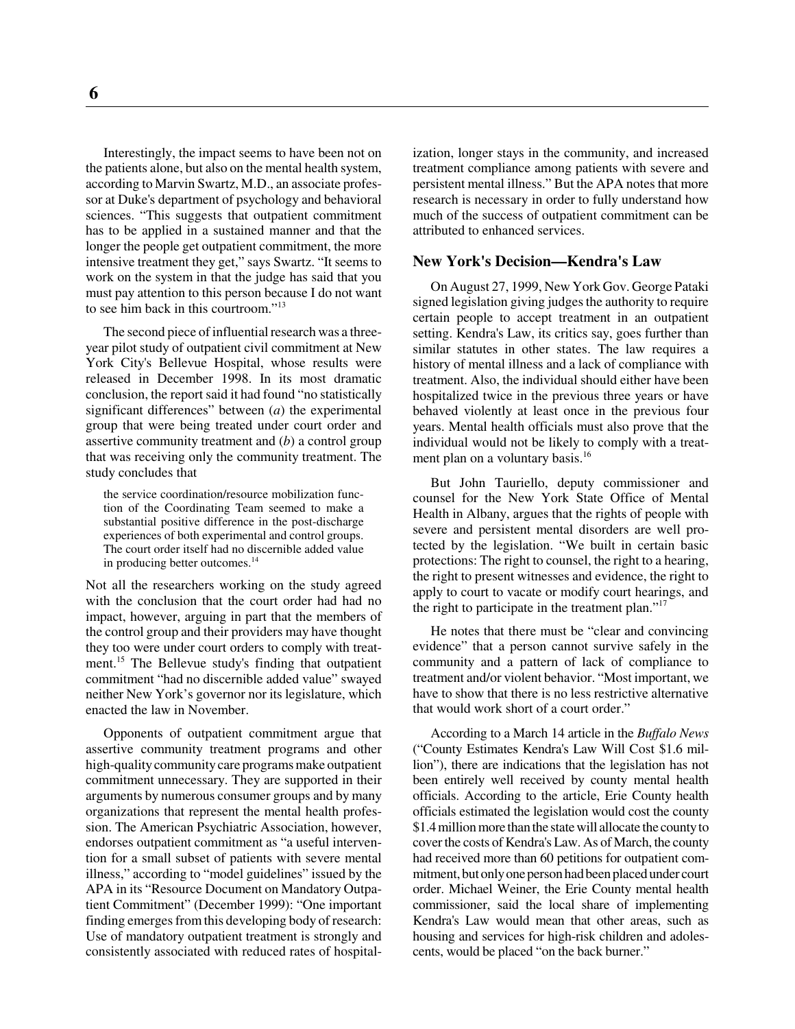Interestingly, the impact seems to have been not on the patients alone, but also on the mental health system, according to Marvin Swartz, M.D., an associate professor at Duke's department of psychology and behavioral sciences. "This suggests that outpatient commitment has to be applied in a sustained manner and that the longer the people get outpatient commitment, the more intensive treatment they get," says Swartz. "It seems to work on the system in that the judge has said that you must pay attention to this person because I do not want to see him back in this courtroom."[13]

The second piece of influential research was a three-year pilot study of outpatient civil commitment at New York City's Bellevue Hospital, whose results were released in December 1998. In its most dramatic conclusion, the report said it had found "no statistically significant differences" between (*a*) the experimental group that were being treated under court order and assertive community treatment and (*b*) a control group that was receiving only the community treatment. The study concludes that

> the service coordination/resource mobilization function of the Coordinating Team seemed to make a substantial positive difference in the post-discharge experiences of both experimental and control groups. The court order itself had no discernible added value in producing better outcomes.[14]

Not all the researchers working on the study agreed with the conclusion that the court order had had no impact, however, arguing in part that the members of the control group and their providers may have thought they too were under court orders to comply with treatment.[15] The Bellevue study's finding that outpatient commitment "had no discernible added value" swayed neither New York's governor nor its legislature, which enacted the law in November.

Opponents of outpatient commitment argue that assertive community treatment programs and other high-quality community care programs make outpatient commitment unnecessary. They are supported in their arguments by numerous consumer groups and by many organizations that represent the mental health profession. The American Psychiatric Association, however, endorses outpatient commitment as "a useful intervention for a small subset of patients with severe mental illness," according to "model guidelines" issued by the APA in its "Resource Document on Mandatory Outpatient Commitment" (December 1999): "One important finding emerges from this developing body of research: Use of mandatory outpatient treatment is strongly and consistently associated with reduced rates of hospitalization, longer stays in the community, and increased treatment compliance among patients with severe and persistent mental illness." But the APA notes that more research is necessary in order to fully understand how much of the success of outpatient commitment can be attributed to enhanced services.

## New York's Decision—Kendra's Law

On August 27, 1999, New York Gov. George Pataki signed legislation giving judges the authority to require certain people to accept treatment in an outpatient setting. Kendra's Law, its critics say, goes further than similar statutes in other states. The law requires a history of mental illness and a lack of compliance with treatment. Also, the individual should either have been hospitalized twice in the previous three years or have behaved violently at least once in the previous four years. Mental health officials must also prove that the individual would not be likely to comply with a treatment plan on a voluntary basis.[16]

But John Tauriello, deputy commissioner and counsel for the New York State Office of Mental Health in Albany, argues that the rights of people with severe and persistent mental disorders are well protected by the legislation. "We built in certain basic protections: The right to counsel, the right to a hearing, the right to present witnesses and evidence, the right to apply to court to vacate or modify court hearings, and the right to participate in the treatment plan."[17]

He notes that there must be "clear and convincing evidence" that a person cannot survive safely in the community and a pattern of lack of compliance to treatment and/or violent behavior. "Most important, we have to show that there is no less restrictive alternative that would work short of a court order."

According to a March 14 article in the *Buffalo News* ("County Estimates Kendra's Law Will Cost $1.6 million"), there are indications that the legislation has not been entirely well received by county mental health officials. According to the article, Erie County health officials estimated the legislation would cost the county $1.4 million more than the state will allocate the county to cover the costs of Kendra's Law. As of March, the county had received more than 60 petitions for outpatient commitment, but only one person had been placed under court order. Michael Weiner, the Erie County mental health commissioner, said the local share of implementing Kendra's Law would mean that other areas, such as housing and services for high-risk children and adolescents, would be placed "on the back burner."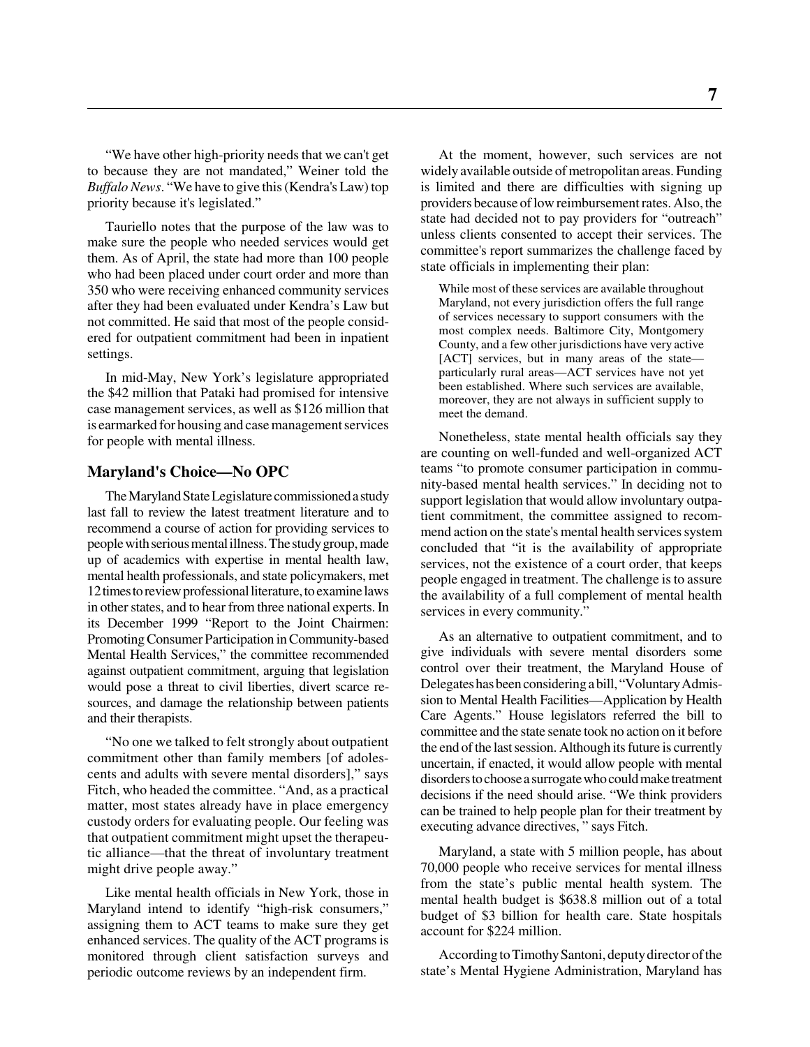"We have other high-priority needs that we can't get to because they are not mandated," Weiner told the *Buffalo News*. "We have to give this (Kendra's Law) top priority because it's legislated."

Tauriello notes that the purpose of the law was to make sure the people who needed services would get them. As of April, the state had more than 100 people who had been placed under court order and more than 350 who were receiving enhanced community services after they had been evaluated under Kendra's Law but not committed. He said that most of the people considered for outpatient commitment had been in inpatient settings.

In mid-May, New York's legislature appropriated the $42 million that Pataki had promised for intensive case management services, as well as $126 million that is earmarked for housing and case management services for people with mental illness.

## Maryland's Choice—No OPC

The Maryland State Legislature commissioned a study last fall to review the latest treatment literature and to recommend a course of action for providing services to people with serious mental illness. The study group, made up of academics with expertise in mental health law, mental health professionals, and state policymakers, met 12 times to review professional literature, to examine laws in other states, and to hear from three national experts. In its December 1999 "Report to the Joint Chairmen: Promoting Consumer Participation in Community-based Mental Health Services," the committee recommended against outpatient commitment, arguing that legislation would pose a threat to civil liberties, divert scarce resources, and damage the relationship between patients and their therapists.

"No one we talked to felt strongly about outpatient commitment other than family members [of adolescents and adults with severe mental disorders]," says Fitch, who headed the committee. "And, as a practical matter, most states already have in place emergency custody orders for evaluating people. Our feeling was that outpatient commitment might upset the therapeutic alliance—that the threat of involuntary treatment might drive people away."

Like mental health officials in New York, those in Maryland intend to identify "high-risk consumers," assigning them to ACT teams to make sure they get enhanced services. The quality of the ACT programs is monitored through client satisfaction surveys and periodic outcome reviews by an independent firm.

At the moment, however, such services are not widely available outside of metropolitan areas. Funding is limited and there are difficulties with signing up providers because of low reimbursement rates. Also, the state had decided not to pay providers for "outreach" unless clients consented to accept their services. The committee's report summarizes the challenge faced by state officials in implementing their plan:

> While most of these services are available throughout Maryland, not every jurisdiction offers the full range of services necessary to support consumers with the most complex needs. Baltimore City, Montgomery County, and a few other jurisdictions have very active [ACT] services, but in many areas of the state—particularly rural areas—ACT services have not yet been established. Where such services are available, moreover, they are not always in sufficient supply to meet the demand.

Nonetheless, state mental health officials say they are counting on well-funded and well-organized ACT teams "to promote consumer participation in community-based mental health services." In deciding not to support legislation that would allow involuntary outpatient commitment, the committee assigned to recommend action on the state's mental health services system concluded that "it is the availability of appropriate services, not the existence of a court order, that keeps people engaged in treatment. The challenge is to assure the availability of a full complement of mental health services in every community."

As an alternative to outpatient commitment, and to give individuals with severe mental disorders some control over their treatment, the Maryland House of Delegates has been considering a bill, "Voluntary Admission to Mental Health Facilities—Application by Health Care Agents." House legislators referred the bill to committee and the state senate took no action on it before the end of the last session. Although its future is currently uncertain, if enacted, it would allow people with mental disorders to choose a surrogate who could make treatment decisions if the need should arise. "We think providers can be trained to help people plan for their treatment by executing advance directives, " says Fitch.

Maryland, a state with 5 million people, has about 70,000 people who receive services for mental illness from the state's public mental health system. The mental health budget is $638.8 million out of a total budget of $3 billion for health care. State hospitals account for $224 million.

According to Timothy Santoni, deputy director of the state's Mental Hygiene Administration, Maryland has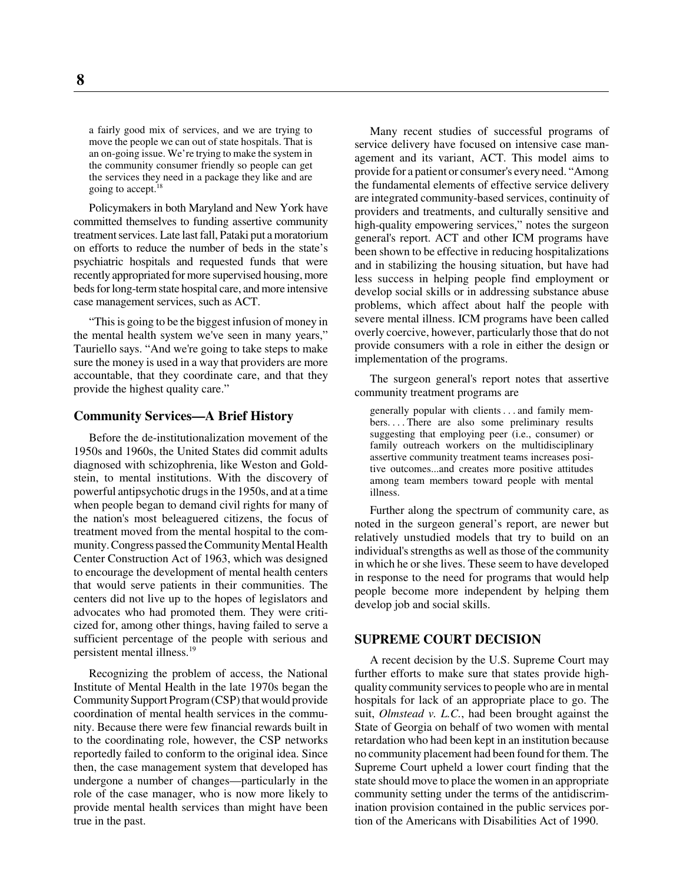> a fairly good mix of services, and we are trying to move the people we can out of state hospitals. That is an on-going issue. We're trying to make the system in the community consumer friendly so people can get the services they need in a package they like and are going to accept.[18]

Policymakers in both Maryland and New York have committed themselves to funding assertive community treatment services. Late last fall, Pataki put a moratorium on efforts to reduce the number of beds in the state's psychiatric hospitals and requested funds that were recently appropriated for more supervised housing, more beds for long-term state hospital care, and more intensive case management services, such as ACT.

"This is going to be the biggest infusion of money in the mental health system we've seen in many years," Tauriello says. "And we're going to take steps to make sure the money is used in a way that providers are more accountable, that they coordinate care, and that they provide the highest quality care."

### Community Services—A Brief History

Before the de-institutionalization movement of the 1950s and 1960s, the United States did commit adults diagnosed with schizophrenia, like Weston and Goldstein, to mental institutions. With the discovery of powerful antipsychotic drugs in the 1950s, and at a time when people began to demand civil rights for many of the nation's most beleaguered citizens, the focus of treatment moved from the mental hospital to the community. Congress passed the Community Mental Health Center Construction Act of 1963, which was designed to encourage the development of mental health centers that would serve patients in their communities. The centers did not live up to the hopes of legislators and advocates who had promoted them. They were criticized for, among other things, having failed to serve a sufficient percentage of the people with serious and persistent mental illness.[19]

Recognizing the problem of access, the National Institute of Mental Health in the late 1970s began the Community Support Program (CSP) that would provide coordination of mental health services in the community. Because there were few financial rewards built in to the coordinating role, however, the CSP networks reportedly failed to conform to the original idea. Since then, the case management system that developed has undergone a number of changes—particularly in the role of the case manager, who is now more likely to provide mental health services than might have been true in the past.

Many recent studies of successful programs of service delivery have focused on intensive case management and its variant, ACT. This model aims to provide for a patient or consumer's every need. "Among the fundamental elements of effective service delivery are integrated community-based services, continuity of providers and treatments, and culturally sensitive and high-quality empowering services," notes the surgeon general's report. ACT and other ICM programs have been shown to be effective in reducing hospitalizations and in stabilizing the housing situation, but have had less success in helping people find employment or develop social skills or in addressing substance abuse problems, which affect about half the people with severe mental illness. ICM programs have been called overly coercive, however, particularly those that do not provide consumers with a role in either the design or implementation of the programs.

The surgeon general's report notes that assertive community treatment programs are

> generally popular with clients . . . and family members. . . . There are also some preliminary results suggesting that employing peer (i.e., consumer) or family outreach workers on the multidisciplinary assertive community treatment teams increases positive outcomes...and creates more positive attitudes among team members toward people with mental illness.

Further along the spectrum of community care, as noted in the surgeon general's report, are newer but relatively unstudied models that try to build on an individual's strengths as well as those of the community in which he or she lives. These seem to have developed in response to the need for programs that would help people become more independent by helping them develop job and social skills.

## SUPREME COURT DECISION

A recent decision by the U.S. Supreme Court may further efforts to make sure that states provide high-quality community services to people who are in mental hospitals for lack of an appropriate place to go. The suit, *Olmstead v. L.C.*, had been brought against the State of Georgia on behalf of two women with mental retardation who had been kept in an institution because no community placement had been found for them. The Supreme Court upheld a lower court finding that the state should move to place the women in an appropriate community setting under the terms of the antidiscrimination provision contained in the public services portion of the Americans with Disabilities Act of 1990.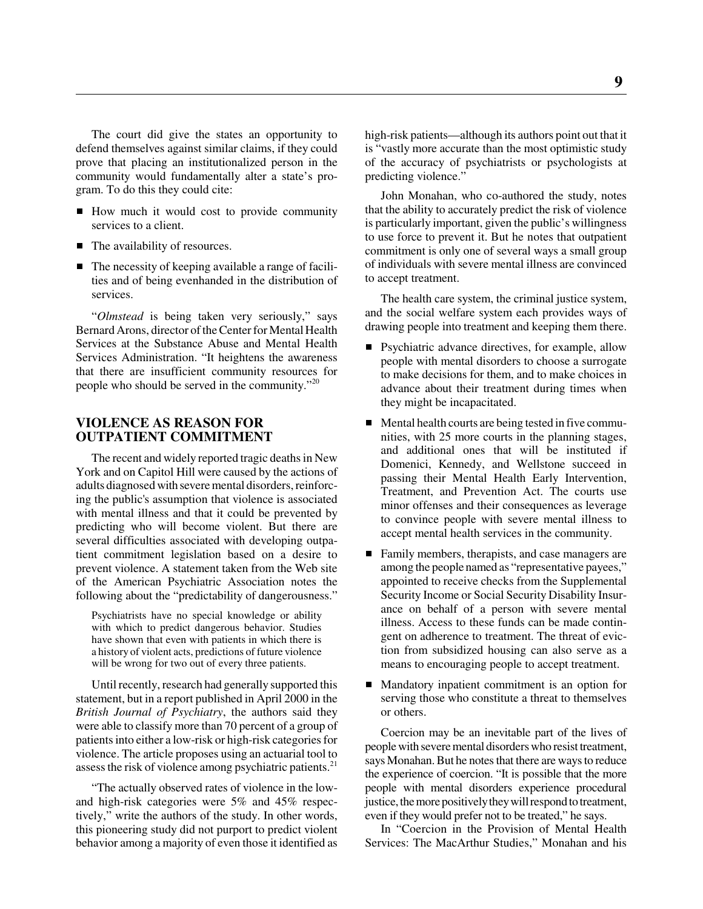The court did give the states an opportunity to defend themselves against similar claims, if they could prove that placing an institutionalized person in the community would fundamentally alter a state's program. To do this they could cite:

- How much it would cost to provide community services to a client.
- The availability of resources.
- The necessity of keeping available a range of facilities and of being evenhanded in the distribution of services.

"*Olmstead* is being taken very seriously," says Bernard Arons, director of the Center for Mental Health Services at the Substance Abuse and Mental Health Services Administration. "It heightens the awareness that there are insufficient community resources for people who should be served in the community."[20]

## VIOLENCE AS REASON FOR OUTPATIENT COMMITMENT

The recent and widely reported tragic deaths in New York and on Capitol Hill were caused by the actions of adults diagnosed with severe mental disorders, reinforcing the public's assumption that violence is associated with mental illness and that it could be prevented by predicting who will become violent. But there are several difficulties associated with developing outpatient commitment legislation based on a desire to prevent violence. A statement taken from the Web site of the American Psychiatric Association notes the following about the "predictability of dangerousness."

> Psychiatrists have no special knowledge or ability with which to predict dangerous behavior. Studies have shown that even with patients in which there is a history of violent acts, predictions of future violence will be wrong for two out of every three patients.

Until recently, research had generally supported this statement, but in a report published in April 2000 in the *British Journal of Psychiatry*, the authors said they were able to classify more than 70 percent of a group of patients into either a low-risk or high-risk categories for violence. The article proposes using an actuarial tool to assess the risk of violence among psychiatric patients.[21]

"The actually observed rates of violence in the low- and high-risk categories were 5% and 45% respectively," write the authors of the study. In other words, this pioneering study did not purport to predict violent behavior among a majority of even those it identified as high-risk patients—although its authors point out that it is "vastly more accurate than the most optimistic study of the accuracy of psychiatrists or psychologists at predicting violence."

John Monahan, who co-authored the study, notes that the ability to accurately predict the risk of violence is particularly important, given the public's willingness to use force to prevent it. But he notes that outpatient commitment is only one of several ways a small group of individuals with severe mental illness are convinced to accept treatment.

The health care system, the criminal justice system, and the social welfare system each provides ways of drawing people into treatment and keeping them there.

- Psychiatric advance directives, for example, allow people with mental disorders to choose a surrogate to make decisions for them, and to make choices in advance about their treatment during times when they might be incapacitated.
- Mental health courts are being tested in five communities, with 25 more courts in the planning stages, and additional ones that will be instituted if Domenici, Kennedy, and Wellstone succeed in passing their Mental Health Early Intervention, Treatment, and Prevention Act. The courts use minor offenses and their consequences as leverage to convince people with severe mental illness to accept mental health services in the community.
- Family members, therapists, and case managers are among the people named as "representative payees," appointed to receive checks from the Supplemental Security Income or Social Security Disability Insurance on behalf of a person with severe mental illness. Access to these funds can be made contingent on adherence to treatment. The threat of eviction from subsidized housing can also serve as a means to encouraging people to accept treatment.
- Mandatory inpatient commitment is an option for serving those who constitute a threat to themselves or others.

Coercion may be an inevitable part of the lives of people with severe mental disorders who resist treatment, says Monahan. But he notes that there are ways to reduce the experience of coercion. "It is possible that the more people with mental disorders experience procedural justice, the more positively they will respond to treatment, even if they would prefer not to be treated," he says.

In "Coercion in the Provision of Mental Health Services: The MacArthur Studies," Monahan and his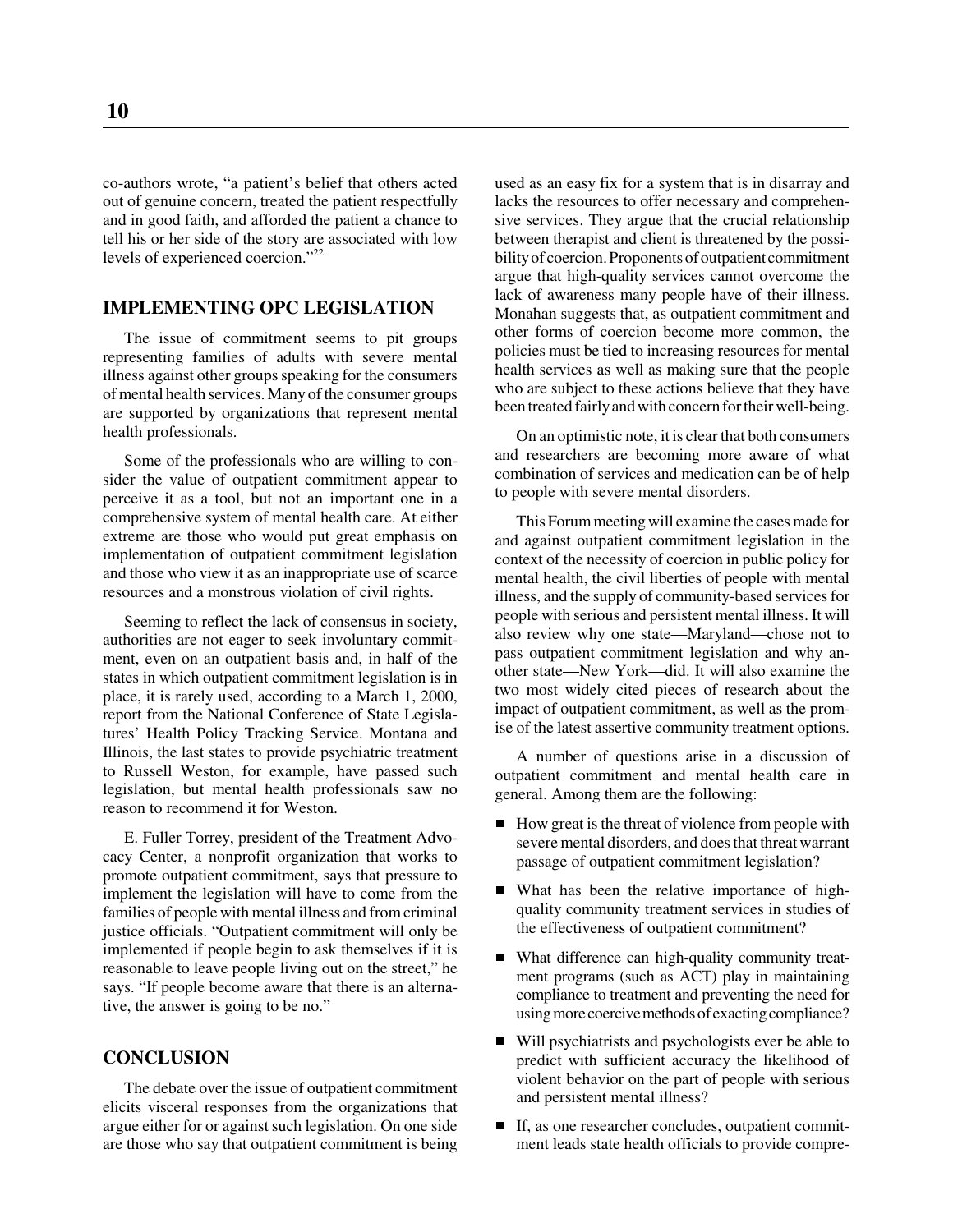co-authors wrote, "a patient's belief that others acted out of genuine concern, treated the patient respectfully and in good faith, and afforded the patient a chance to tell his or her side of the story are associated with low levels of experienced coercion."[22]

## IMPLEMENTING OPC LEGISLATION

The issue of commitment seems to pit groups representing families of adults with severe mental illness against other groups speaking for the consumers of mental health services. Many of the consumer groups are supported by organizations that represent mental health professionals.

Some of the professionals who are willing to consider the value of outpatient commitment appear to perceive it as a tool, but not an important one in a comprehensive system of mental health care. At either extreme are those who would put great emphasis on implementation of outpatient commitment legislation and those who view it as an inappropriate use of scarce resources and a monstrous violation of civil rights.

Seeming to reflect the lack of consensus in society, authorities are not eager to seek involuntary commitment, even on an outpatient basis and, in half of the states in which outpatient commitment legislation is in place, it is rarely used, according to a March 1, 2000, report from the National Conference of State Legislatures' Health Policy Tracking Service. Montana and Illinois, the last states to provide psychiatric treatment to Russell Weston, for example, have passed such legislation, but mental health professionals saw no reason to recommend it for Weston.

E. Fuller Torrey, president of the Treatment Advocacy Center, a nonprofit organization that works to promote outpatient commitment, says that pressure to implement the legislation will have to come from the families of people with mental illness and from criminal justice officials. "Outpatient commitment will only be implemented if people begin to ask themselves if it is reasonable to leave people living out on the street," he says. "If people become aware that there is an alternative, the answer is going to be no."

## CONCLUSION

The debate over the issue of outpatient commitment elicits visceral responses from the organizations that argue either for or against such legislation. On one side are those who say that outpatient commitment is being used as an easy fix for a system that is in disarray and lacks the resources to offer necessary and comprehensive services. They argue that the crucial relationship between therapist and client is threatened by the possibility of coercion. Proponents of outpatient commitment argue that high-quality services cannot overcome the lack of awareness many people have of their illness. Monahan suggests that, as outpatient commitment and other forms of coercion become more common, the policies must be tied to increasing resources for mental health services as well as making sure that the people who are subject to these actions believe that they have been treated fairly and with concern for their well-being.

On an optimistic note, it is clear that both consumers and researchers are becoming more aware of what combination of services and medication can be of help to people with severe mental disorders.

This Forum meeting will examine the cases made for and against outpatient commitment legislation in the context of the necessity of coercion in public policy for mental health, the civil liberties of people with mental illness, and the supply of community-based services for people with serious and persistent mental illness. It will also review why one state—Maryland—chose not to pass outpatient commitment legislation and why another state—New York—did. It will also examine the two most widely cited pieces of research about the impact of outpatient commitment, as well as the promise of the latest assertive community treatment options.

A number of questions arise in a discussion of outpatient commitment and mental health care in general. Among them are the following:

- How great is the threat of violence from people with severe mental disorders, and does that threat warrant passage of outpatient commitment legislation?
- What has been the relative importance of high-quality community treatment services in studies of the effectiveness of outpatient commitment?
- What difference can high-quality community treatment programs (such as ACT) play in maintaining compliance to treatment and preventing the need for using more coercive methods of exacting compliance?
- Will psychiatrists and psychologists ever be able to predict with sufficient accuracy the likelihood of violent behavior on the part of people with serious and persistent mental illness?
- If, as one researcher concludes, outpatient commitment leads state health officials to provide compre-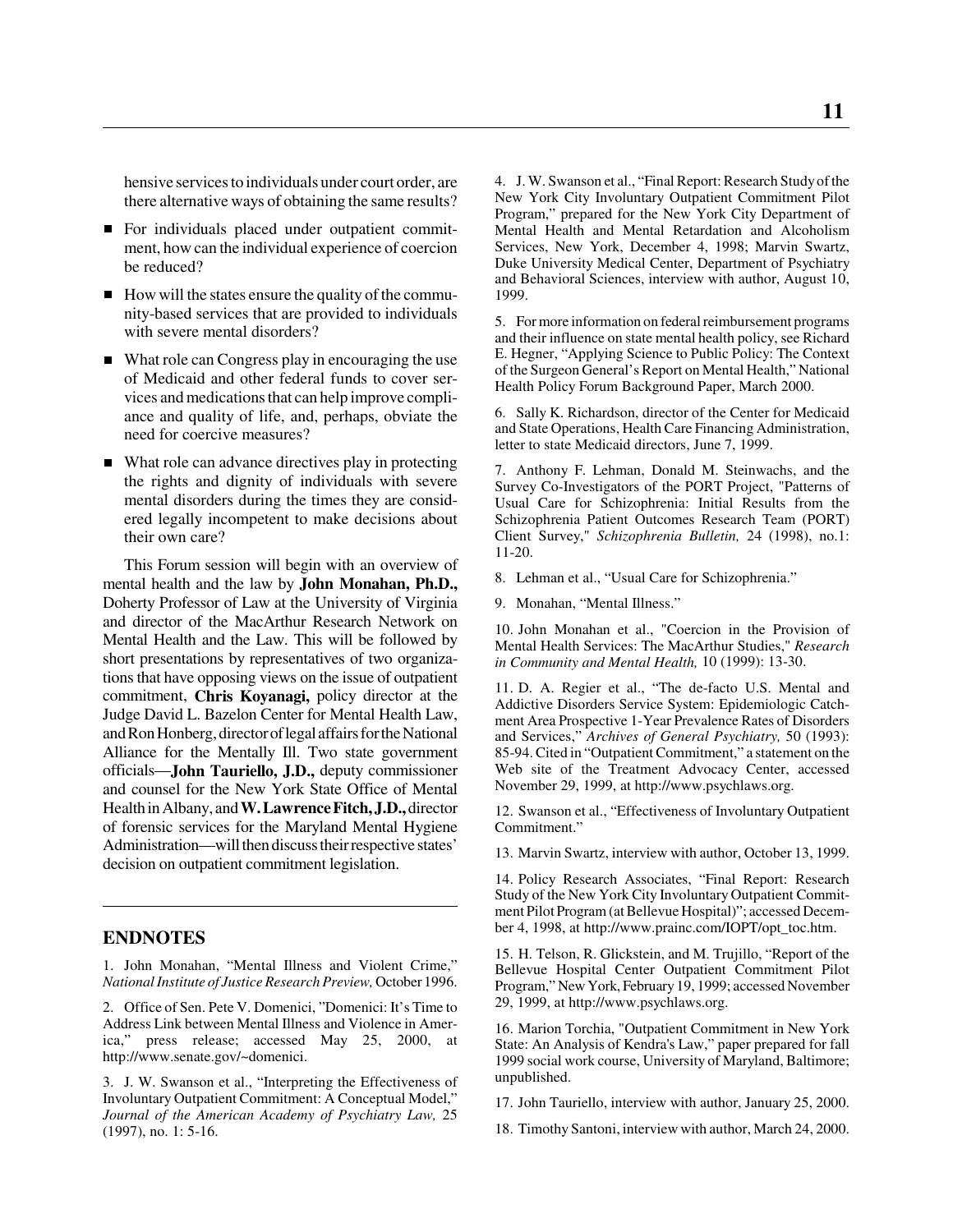hensive services to individuals under court order, are there alternative ways of obtaining the same results?

- For individuals placed under outpatient commitment, how can the individual experience of coercion be reduced?
- How will the states ensure the quality of the community-based services that are provided to individuals with severe mental disorders?
- What role can Congress play in encouraging the use of Medicaid and other federal funds to cover services and medications that can help improve compliance and quality of life, and, perhaps, obviate the need for coercive measures?
- What role can advance directives play in protecting the rights and dignity of individuals with severe mental disorders during the times they are considered legally incompetent to make decisions about their own care?

This Forum session will begin with an overview of mental health and the law by **John Monahan, Ph.D.,** Doherty Professor of Law at the University of Virginia and director of the MacArthur Research Network on Mental Health and the Law. This will be followed by short presentations by representatives of two organizations that have opposing views on the issue of outpatient commitment, **Chris Koyanagi,** policy director at the Judge David L. Bazelon Center for Mental Health Law, and Ron Honberg, director of legal affairs for the National Alliance for the Mentally Ill. Two state government officials—**John Tauriello, J.D.,** deputy commissioner and counsel for the New York State Office of Mental Health in Albany, and **W. Lawrence Fitch, J.D.,** director of forensic services for the Maryland Mental Hygiene Administration—will then discuss their respective states' decision on outpatient commitment legislation.

## ENDNOTES

1. John Monahan, "Mental Illness and Violent Crime," *National Institute of Justice Research Preview,* October 1996.

2. Office of Sen. Pete V. Domenici, "Domenici: It's Time to Address Link between Mental Illness and Violence in America," press release; accessed May 25, 2000, at http://www.senate.gov/~domenici.

3. J. W. Swanson et al., "Interpreting the Effectiveness of Involuntary Outpatient Commitment: A Conceptual Model," *Journal of the American Academy of Psychiatry Law,* 25 (1997), no. 1: 5-16.

4. J. W. Swanson et al., "Final Report: Research Study of the New York City Involuntary Outpatient Commitment Pilot Program," prepared for the New York City Department of Mental Health and Mental Retardation and Alcoholism Services, New York, December 4, 1998; Marvin Swartz, Duke University Medical Center, Department of Psychiatry and Behavioral Sciences, interview with author, August 10, 1999.

5. For more information on federal reimbursement programs and their influence on state mental health policy, see Richard E. Hegner, "Applying Science to Public Policy: The Context of the Surgeon General's Report on Mental Health," National Health Policy Forum Background Paper, March 2000.

6. Sally K. Richardson, director of the Center for Medicaid and State Operations, Health Care Financing Administration, letter to state Medicaid directors, June 7, 1999.

7. Anthony F. Lehman, Donald M. Steinwachs, and the Survey Co-Investigators of the PORT Project, "Patterns of Usual Care for Schizophrenia: Initial Results from the Schizophrenia Patient Outcomes Research Team (PORT) Client Survey," *Schizophrenia Bulletin,* 24 (1998), no.1: 11-20.

8. Lehman et al., "Usual Care for Schizophrenia."

9. Monahan, "Mental Illness."

10. John Monahan et al., "Coercion in the Provision of Mental Health Services: The MacArthur Studies," *Research in Community and Mental Health,* 10 (1999): 13-30.

11. D. A. Regier et al., "The de-facto U.S. Mental and Addictive Disorders Service System: Epidemiologic Catchment Area Prospective 1-Year Prevalence Rates of Disorders and Services," *Archives of General Psychiatry,* 50 (1993): 85-94. Cited in "Outpatient Commitment," a statement on the Web site of the Treatment Advocacy Center, accessed November 29, 1999, at http://www.psychlaws.org.

12. Swanson et al., "Effectiveness of Involuntary Outpatient Commitment."

13. Marvin Swartz, interview with author, October 13, 1999.

14. Policy Research Associates, "Final Report: Research Study of the New York City Involuntary Outpatient Commitment Pilot Program (at Bellevue Hospital)"; accessed December 4, 1998, at http://www.prainc.com/IOPT/opt_toc.htm.

15. H. Telson, R. Glickstein, and M. Trujillo, "Report of the Bellevue Hospital Center Outpatient Commitment Pilot Program," New York, February 19, 1999; accessed November 29, 1999, at http://www.psychlaws.org.

16. Marion Torchia, "Outpatient Commitment in New York State: An Analysis of Kendra's Law," paper prepared for fall 1999 social work course, University of Maryland, Baltimore; unpublished.

17. John Tauriello, interview with author, January 25, 2000.

18. Timothy Santoni, interview with author, March 24, 2000.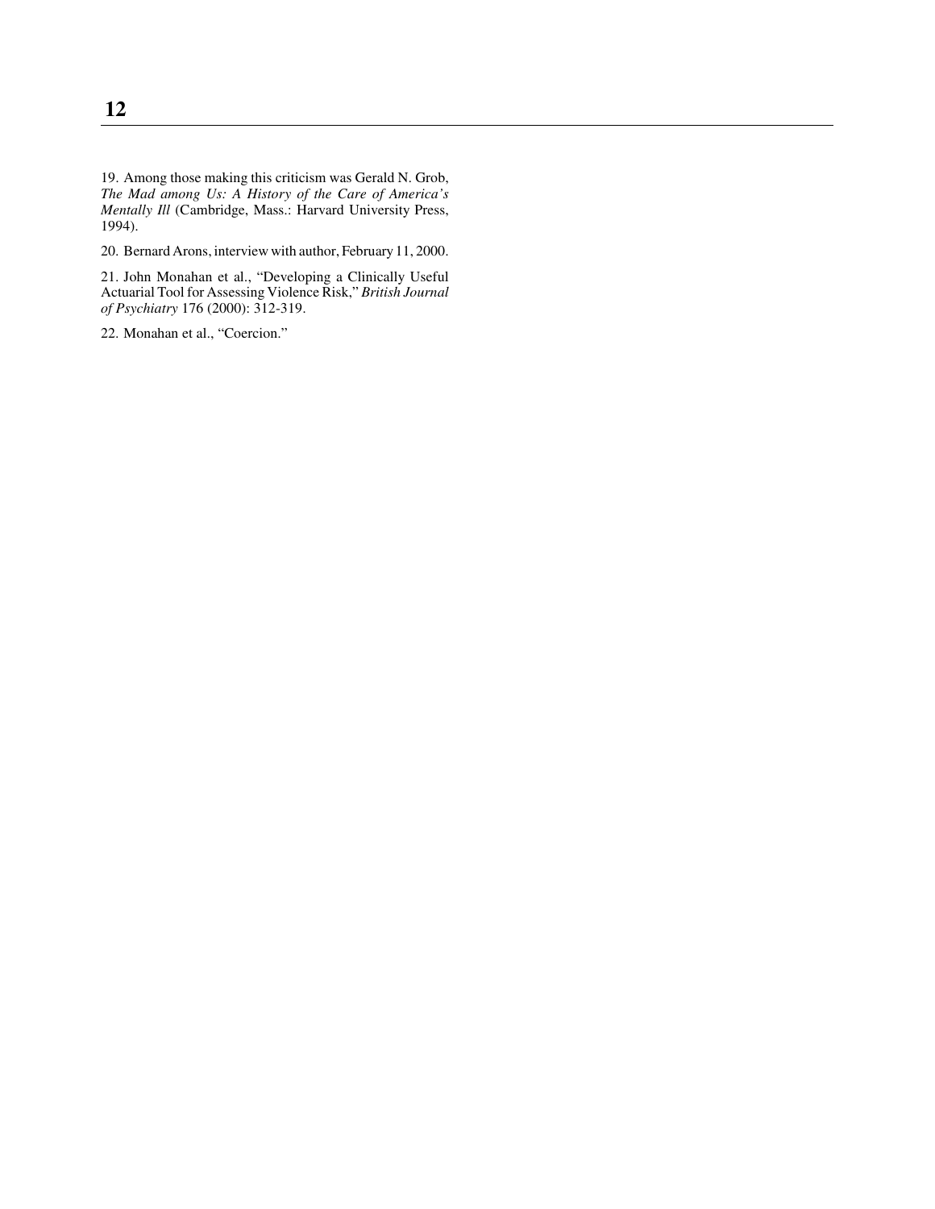19. Among those making this criticism was Gerald N. Grob, *The Mad among Us: A History of the Care of America's Mentally Ill* (Cambridge, Mass.: Harvard University Press, 1994).

20. Bernard Arons, interview with author, February 11, 2000.

21. John Monahan et al., "Developing a Clinically Useful Actuarial Tool for Assessing Violence Risk," *British Journal of Psychiatry* 176 (2000): 312-319.

22. Monahan et al., "Coercion."